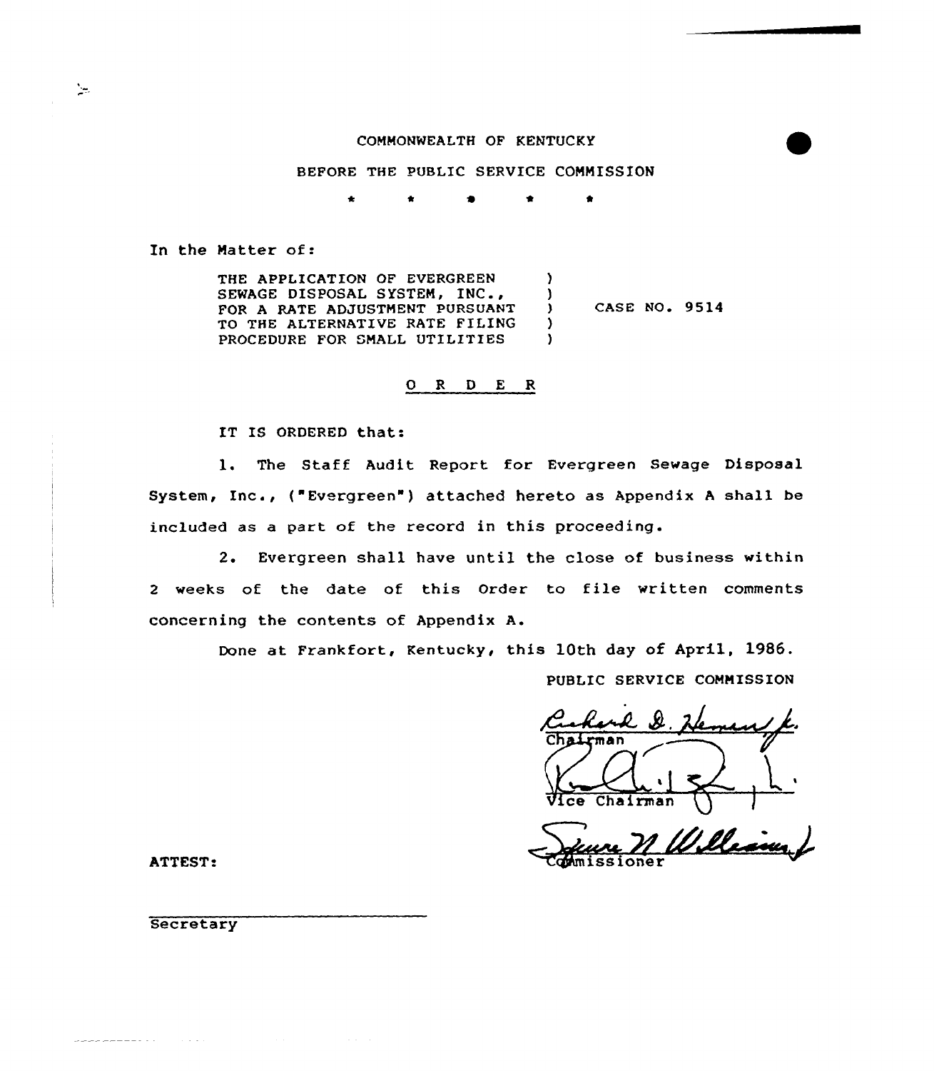COMMONWEALTH OF KENTUCKY

BEFORE THE PUBLIC SERVICE COMMISSION

\* \* \* \* \*

In the Matter of:

| | | |
|---|---|---|
| THE APPLICATION OF EVERGREEN SEWAGE DISPOSAL SYSTEM, INC., FOR A RATE ADJUSTMENT PURSUANT TO THE ALTERNATIVE RATE FILING PROCEDURE FOR SMALL UTILITIES | ) | CASE NO. 9514 |

## O R D E R

IT IS ORDERED that:

1. The Staff Audit Report for Evergreen Sewage Disposal System, Inc., ("Evergreen") attached hereto as Appendix A shall be included as a part of the record in this proceeding.

2. Evergreen shall have until the close of business within 2 weeks of the date of this Order to file written comments concerning the contents of Appendix A.

Done at Frankfort, Kentucky, this 10th day of April, 1986.

PUBLIC SERVICE COMMISSION

Chairman

Vice Chairman

Commissioner

ATTEST:

Secretary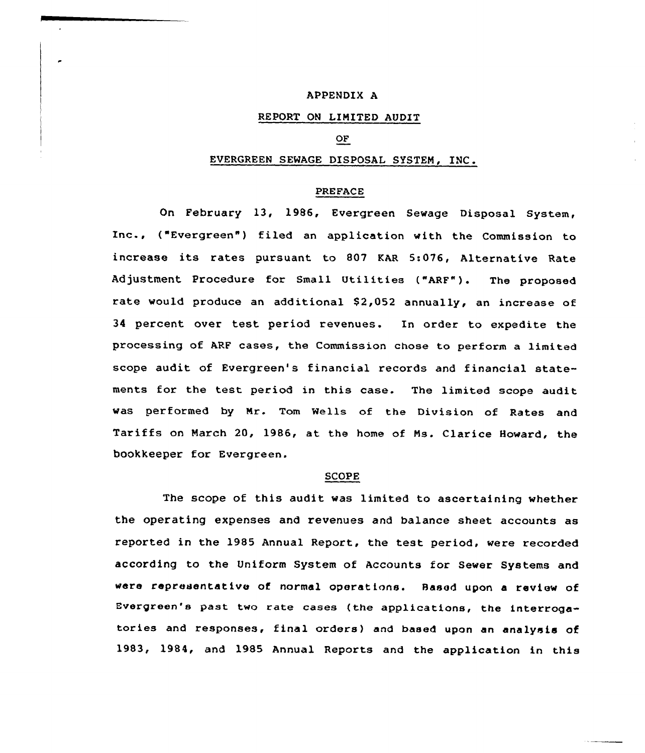# APPENDIX A

## REPORT ON LIMITED AUDIT

## OF

## EVERGREEN SEWAGE DISPOSAL SYSTEM, INC.

### PREFACE

On February 13, 1986, Evergreen Sewage Disposal System, Inc., ("Evergreen") filed an application with the Commission to increase its rates pursuant to 807 KAR 5:076, Alternative Rate Adjustment Procedure for Small Utilities ("ARF"). The proposed rate would produce an additional $2,052 annually, an increase of 34 percent over test period revenues. In order to expedite the processing of ARF cases, the Commission chose to perform a limited scope audit of Evergreen's financial records and financial statements for the test period in this case. The limited scope audit was performed by Mr. Tom Wells of the Division of Rates and Tariffs on March 20, 1986, at the home of Ms. Clarice Howard, the bookkeeper for Evergreen.

### SCOPE

The scope of this audit was limited to ascertaining whether the operating expenses and revenues and balance sheet accounts as reported in the 1985 Annual Report, the test period, were recorded according to the Uniform System of Accounts for Sewer Systems and were representative of normal operations. Based upon a review of Evergreen's past two rate cases (the applications, the interrogatories and responses, final orders) and based upon an analysis of 1983, 1984, and 1985 Annual Reports and the application in this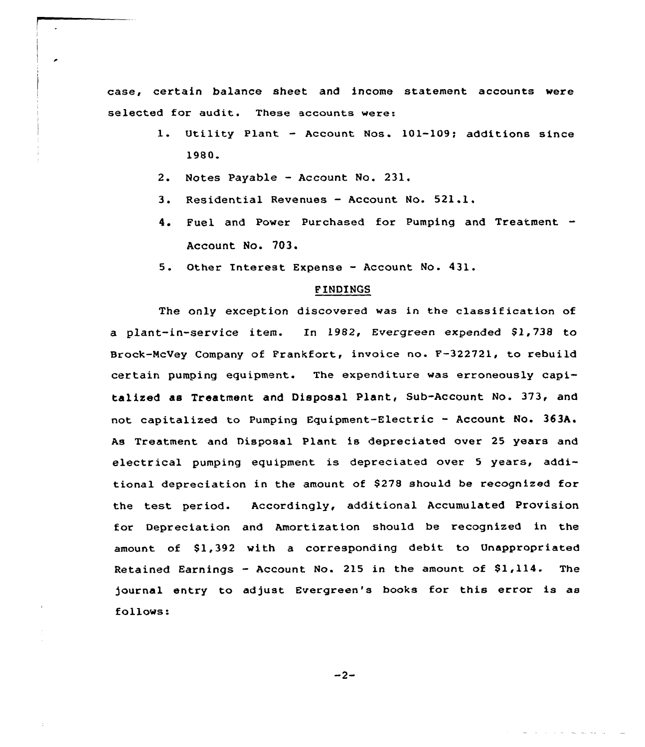case, certain balance sheet and income statement accounts were selected for audit. These accounts were:

1. Utility Plant - Account Nos. 101-109; additions since 1980.
2. Notes Payable - Account No. 231.
3. Residential Revenues - Account No. 521.1.
4. Fuel and Power Purchased for Pumping and Treatment - Account No. 703.
5. Other Interest Expense - Account No. 431.

## FINDINGS

The only exception discovered was in the classification of a plant-in-service item. In 1982, Evergreen expended $1,738 to Brock-McVey Company of Frankfort, invoice no. F-322721, to rebuild certain pumping equipment. The expenditure was erroneously capitalized as Treatment and Disposal Plant, Sub-Account No. 373, and not capitalized to Pumping Equipment-Electric - Account No. 363A. As Treatment and Disposal Plant is depreciated over 25 years and electrical pumping equipment is depreciated over 5 years, additional depreciation in the amount of $278 should be recognized for the test period. Accordingly, additional Accumulated Provision for Depreciation and Amortization should be recognized in the amount of $1,392 with a corresponding debit to Unappropriated Retained Earnings - Account No. 215 in the amount of $1,114. The journal entry to adjust Evergreen's books for this error is as follows: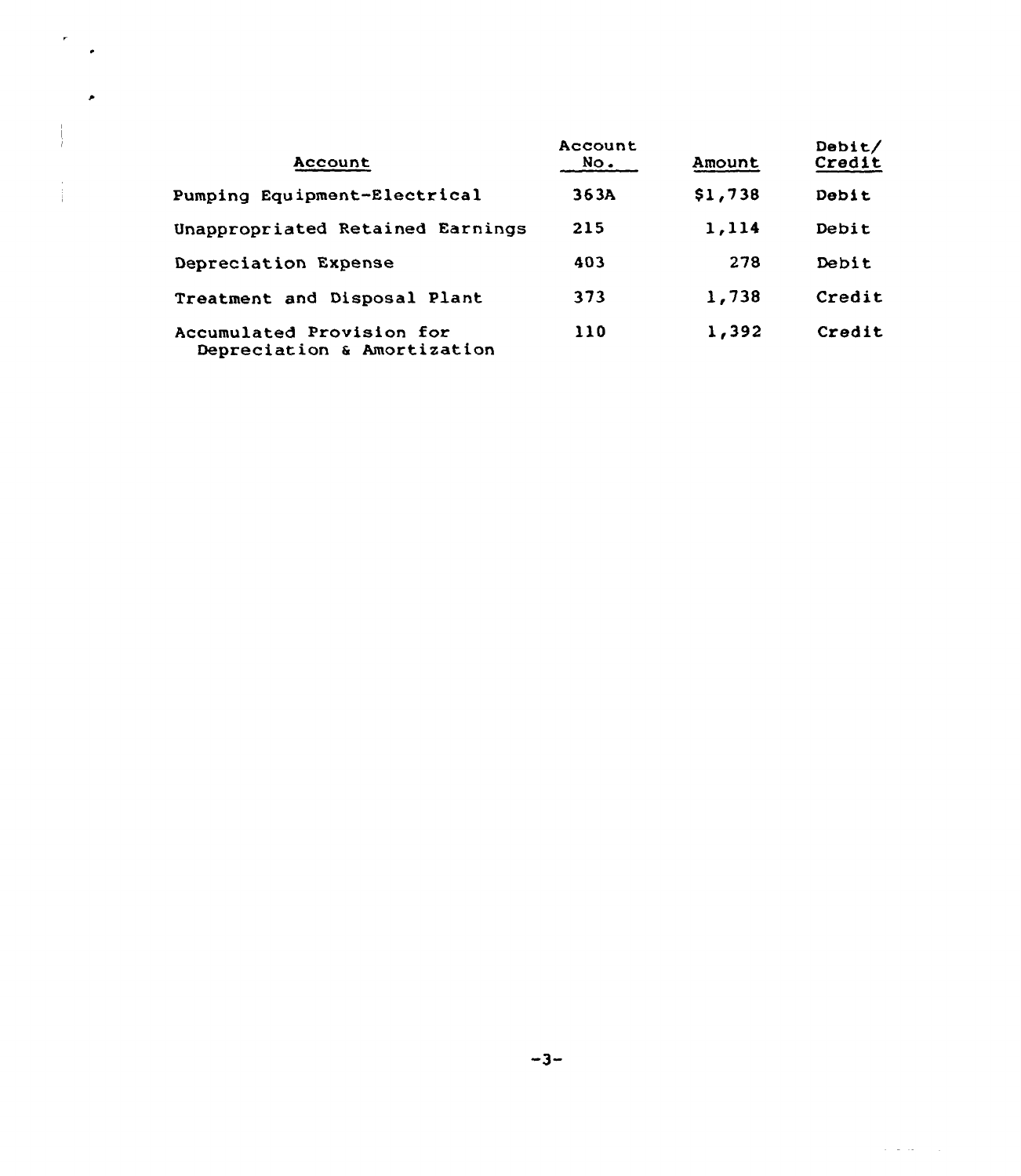| Account | Account No. | Amount | Debit/ Credit |
|---|---|---|---|
| Pumping Equipment-Electrical | 363A | $1,738 | Debit |
| Unappropriated Retained Earnings | 215 | 1,114 | Debit |
| Depreciation Expense | 403 | 278 | Debit |
| Treatment and Disposal Plant | 373 | 1,738 | Credit |
| Accumulated Provision for Depreciation & Amortization | 110 | 1,392 | Credit |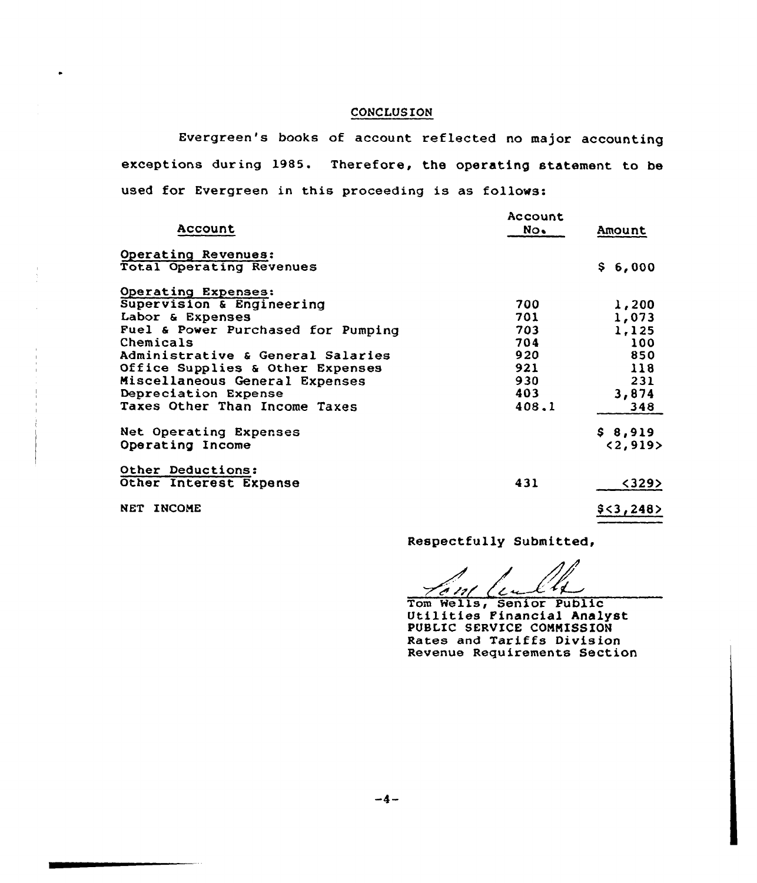## CONCLUSION

Evergreen's books of account reflected no major accounting exceptions during 1985. Therefore, the operating statement to be used for Evergreen in this proceeding is as follows:

| Account | Account No. | Amount |
|---|---|---|
| Operating Revenues: | | |
| Total Operating Revenues | | $ 6,000 |
| Operating Expenses: | | |
| Supervision & Engineering | 700 | 1,200 |
| Labor & Expenses | 701 | 1,073 |
| Fuel & Power Purchased for Pumping | 703 | 1,125 |
| Chemicals | 704 | 100 |
| Administrative & General Salaries | 920 | 850 |
| Office Supplies & Other Expenses | 921 | 118 |
| Miscellaneous General Expenses | 930 | 231 |
| Depreciation Expense | 403 | 3,874 |
| Taxes Other Than Income Taxes | 408.1 | 348 |
| Net Operating Expenses | | $ 8,919 |
| Operating Income | | <2,919> |
| Other Deductions: | | |
| Other Interest Expense | 431 | <329> |
| NET INCOME | | $<3,248> |

Respectfully Submitted,

Tom Wells, Senior Public Utilities Financial Analyst
PUBLIC SERVICE COMMISSION
Rates and Tariffs Division
Revenue Requirements Section